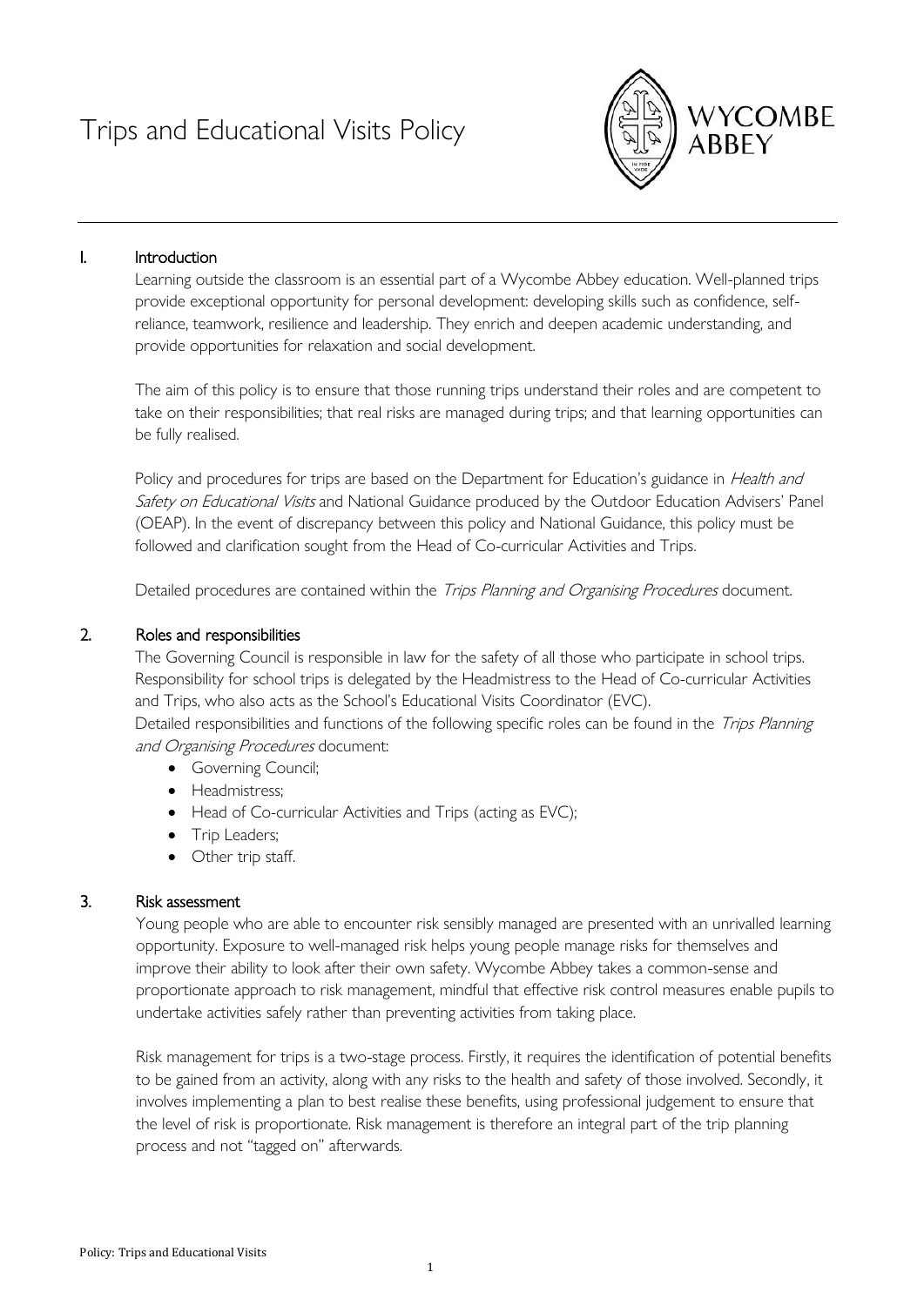# Trips and Educational Visits Policy

## I. Introduction

Learning outside the classroom is an essential part of a Wycombe Abbey education. Well-planned trips provide exceptional opportunity for personal development: developing skills such as confidence, self-reliance, teamwork, resilience and leadership. They enrich and deepen academic understanding, and provide opportunities for relaxation and social development.

The aim of this policy is to ensure that those running trips understand their roles and are competent to take on their responsibilities; that real risks are managed during trips; and that learning opportunities can be fully realised.

Policy and procedures for trips are based on the Department for Education's guidance in *Health and Safety on Educational Visits* and National Guidance produced by the Outdoor Education Advisers' Panel (OEAP). In the event of discrepancy between this policy and National Guidance, this policy must be followed and clarification sought from the Head of Co-curricular Activities and Trips.

Detailed procedures are contained within the *Trips Planning and Organising Procedures* document.

## 2. Roles and responsibilities

The Governing Council is responsible in law for the safety of all those who participate in school trips. Responsibility for school trips is delegated by the Headmistress to the Head of Co-curricular Activities and Trips, who also acts as the School's Educational Visits Coordinator (EVC).

Detailed responsibilities and functions of the following specific roles can be found in the *Trips Planning and Organising Procedures* document:

- Governing Council;
- Headmistress;
- Head of Co-curricular Activities and Trips (acting as EVC);
- Trip Leaders;
- Other trip staff.

## 3. Risk assessment

Young people who are able to encounter risk sensibly managed are presented with an unrivalled learning opportunity. Exposure to well-managed risk helps young people manage risks for themselves and improve their ability to look after their own safety. Wycombe Abbey takes a common-sense and proportionate approach to risk management, mindful that effective risk control measures enable pupils to undertake activities safely rather than preventing activities from taking place.

Risk management for trips is a two-stage process. Firstly, it requires the identification of potential benefits to be gained from an activity, along with any risks to the health and safety of those involved. Secondly, it involves implementing a plan to best realise these benefits, using professional judgement to ensure that the level of risk is proportionate. Risk management is therefore an integral part of the trip planning process and not "tagged on" afterwards.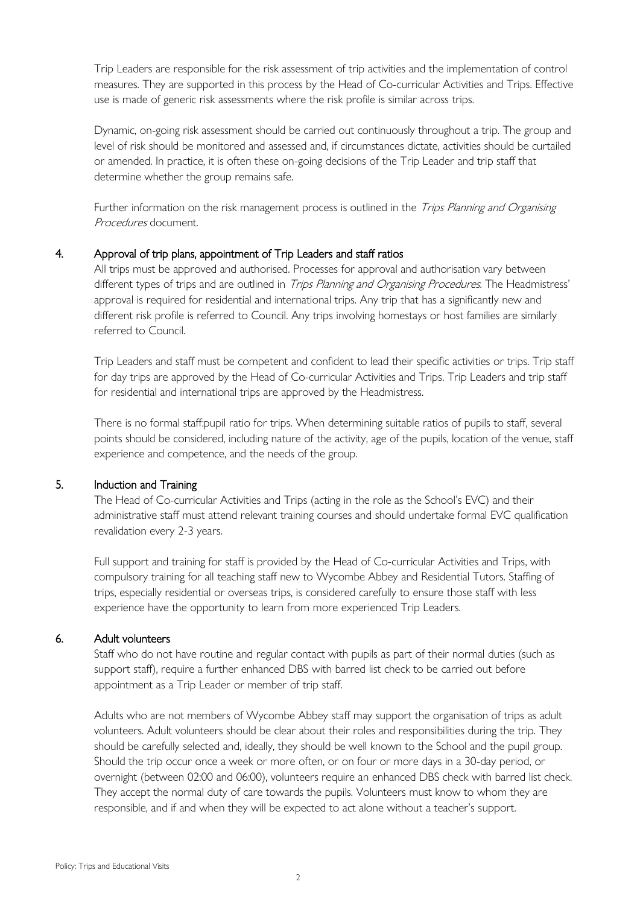Trip Leaders are responsible for the risk assessment of trip activities and the implementation of control measures. They are supported in this process by the Head of Co-curricular Activities and Trips. Effective use is made of generic risk assessments where the risk profile is similar across trips.

Dynamic, on-going risk assessment should be carried out continuously throughout a trip. The group and level of risk should be monitored and assessed and, if circumstances dictate, activities should be curtailed or amended. In practice, it is often these on-going decisions of the Trip Leader and trip staff that determine whether the group remains safe.

Further information on the risk management process is outlined in the *Trips Planning and Organising Procedures* document.

## 4. Approval of trip plans, appointment of Trip Leaders and staff ratios

All trips must be approved and authorised. Processes for approval and authorisation vary between different types of trips and are outlined in *Trips Planning and Organising Procedures*. The Headmistress' approval is required for residential and international trips. Any trip that has a significantly new and different risk profile is referred to Council. Any trips involving homestays or host families are similarly referred to Council.

Trip Leaders and staff must be competent and confident to lead their specific activities or trips. Trip staff for day trips are approved by the Head of Co-curricular Activities and Trips. Trip Leaders and trip staff for residential and international trips are approved by the Headmistress.

There is no formal staff:pupil ratio for trips. When determining suitable ratios of pupils to staff, several points should be considered, including nature of the activity, age of the pupils, location of the venue, staff experience and competence, and the needs of the group.

## 5. Induction and Training

The Head of Co-curricular Activities and Trips (acting in the role as the School's EVC) and their administrative staff must attend relevant training courses and should undertake formal EVC qualification revalidation every 2-3 years.

Full support and training for staff is provided by the Head of Co-curricular Activities and Trips, with compulsory training for all teaching staff new to Wycombe Abbey and Residential Tutors. Staffing of trips, especially residential or overseas trips, is considered carefully to ensure those staff with less experience have the opportunity to learn from more experienced Trip Leaders.

## 6. Adult volunteers

Staff who do not have routine and regular contact with pupils as part of their normal duties (such as support staff), require a further enhanced DBS with barred list check to be carried out before appointment as a Trip Leader or member of trip staff.

Adults who are not members of Wycombe Abbey staff may support the organisation of trips as adult volunteers. Adult volunteers should be clear about their roles and responsibilities during the trip. They should be carefully selected and, ideally, they should be well known to the School and the pupil group. Should the trip occur once a week or more often, or on four or more days in a 30-day period, or overnight (between 02:00 and 06:00), volunteers require an enhanced DBS check with barred list check. They accept the normal duty of care towards the pupils. Volunteers must know to whom they are responsible, and if and when they will be expected to act alone without a teacher's support.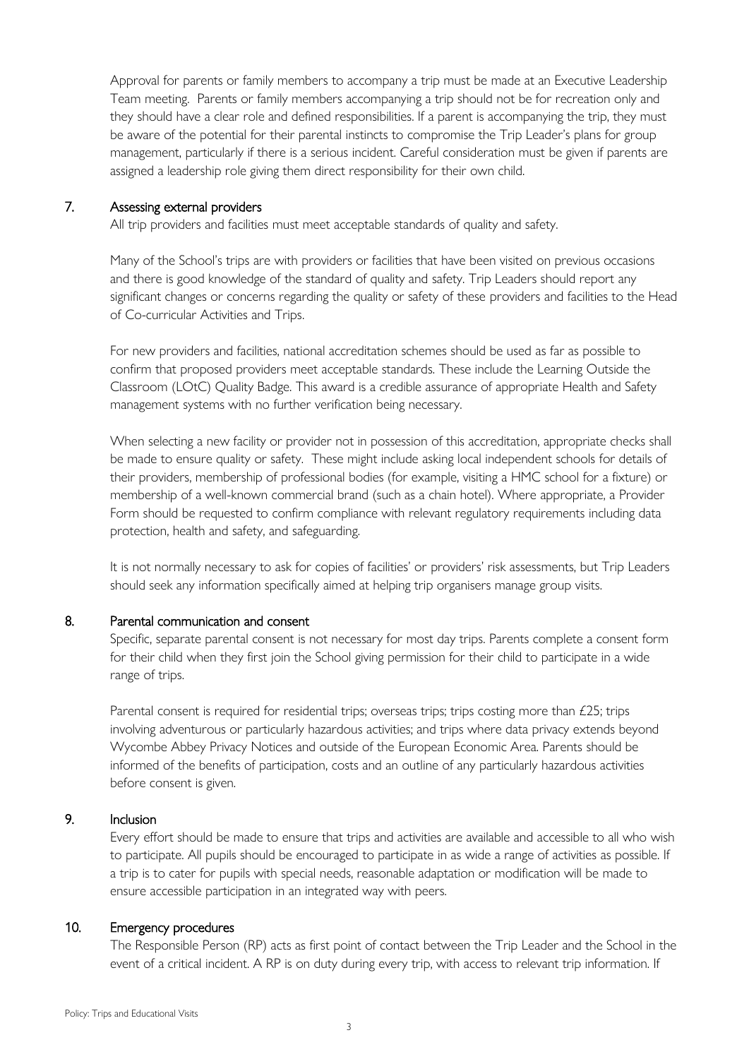Approval for parents or family members to accompany a trip must be made at an Executive Leadership Team meeting. Parents or family members accompanying a trip should not be for recreation only and they should have a clear role and defined responsibilities. If a parent is accompanying the trip, they must be aware of the potential for their parental instincts to compromise the Trip Leader's plans for group management, particularly if there is a serious incident. Careful consideration must be given if parents are assigned a leadership role giving them direct responsibility for their own child.

## 7. Assessing external providers

All trip providers and facilities must meet acceptable standards of quality and safety.

Many of the School's trips are with providers or facilities that have been visited on previous occasions and there is good knowledge of the standard of quality and safety. Trip Leaders should report any significant changes or concerns regarding the quality or safety of these providers and facilities to the Head of Co-curricular Activities and Trips.

For new providers and facilities, national accreditation schemes should be used as far as possible to confirm that proposed providers meet acceptable standards. These include the Learning Outside the Classroom (LOtC) Quality Badge. This award is a credible assurance of appropriate Health and Safety management systems with no further verification being necessary.

When selecting a new facility or provider not in possession of this accreditation, appropriate checks shall be made to ensure quality or safety. These might include asking local independent schools for details of their providers, membership of professional bodies (for example, visiting a HMC school for a fixture) or membership of a well-known commercial brand (such as a chain hotel). Where appropriate, a Provider Form should be requested to confirm compliance with relevant regulatory requirements including data protection, health and safety, and safeguarding.

It is not normally necessary to ask for copies of facilities' or providers' risk assessments, but Trip Leaders should seek any information specifically aimed at helping trip organisers manage group visits.

## 8. Parental communication and consent

Specific, separate parental consent is not necessary for most day trips. Parents complete a consent form for their child when they first join the School giving permission for their child to participate in a wide range of trips.

Parental consent is required for residential trips; overseas trips; trips costing more than £25; trips involving adventurous or particularly hazardous activities; and trips where data privacy extends beyond Wycombe Abbey Privacy Notices and outside of the European Economic Area. Parents should be informed of the benefits of participation, costs and an outline of any particularly hazardous activities before consent is given.

## 9. Inclusion

Every effort should be made to ensure that trips and activities are available and accessible to all who wish to participate. All pupils should be encouraged to participate in as wide a range of activities as possible. If a trip is to cater for pupils with special needs, reasonable adaptation or modification will be made to ensure accessible participation in an integrated way with peers.

## 10. Emergency procedures

The Responsible Person (RP) acts as first point of contact between the Trip Leader and the School in the event of a critical incident. A RP is on duty during every trip, with access to relevant trip information. If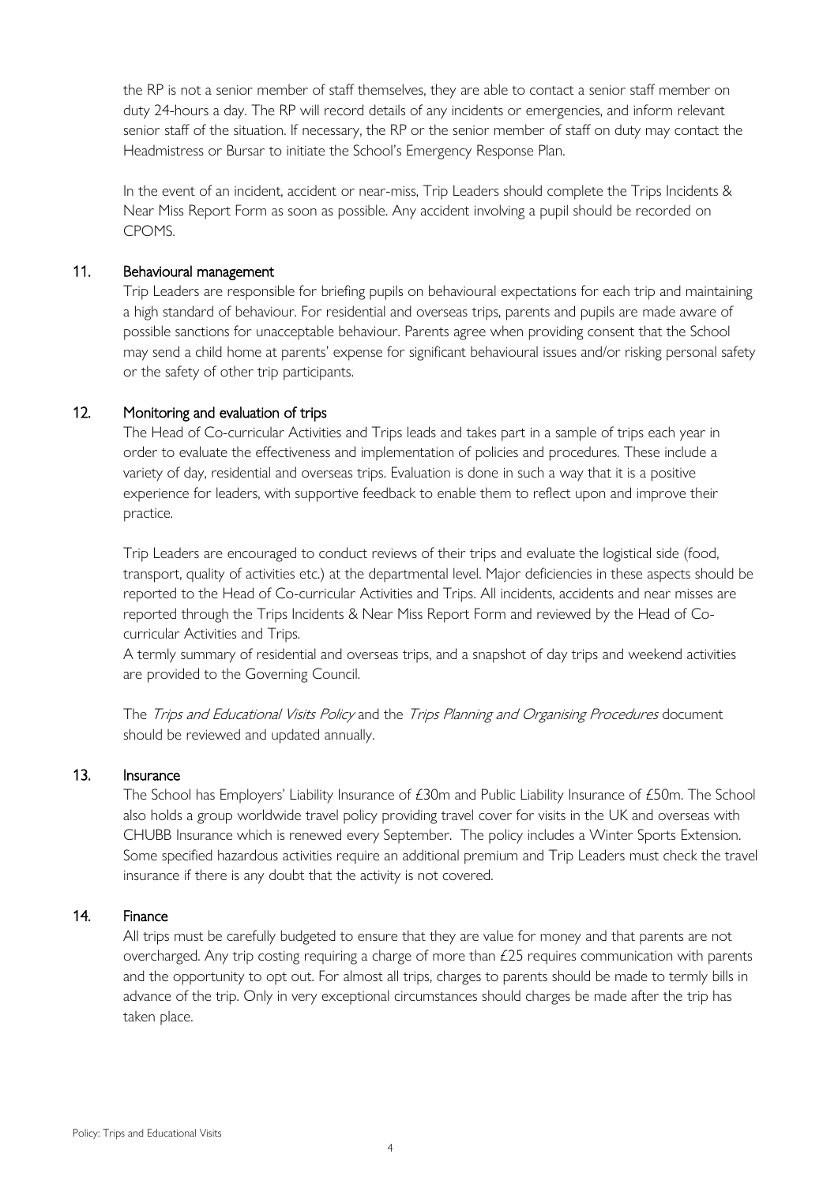the RP is not a senior member of staff themselves, they are able to contact a senior staff member on duty 24-hours a day. The RP will record details of any incidents or emergencies, and inform relevant senior staff of the situation. If necessary, the RP or the senior member of staff on duty may contact the Headmistress or Bursar to initiate the School's Emergency Response Plan.

In the event of an incident, accident or near-miss, Trip Leaders should complete the Trips Incidents & Near Miss Report Form as soon as possible. Any accident involving a pupil should be recorded on CPOMS.

## 11. Behavioural management

Trip Leaders are responsible for briefing pupils on behavioural expectations for each trip and maintaining a high standard of behaviour. For residential and overseas trips, parents and pupils are made aware of possible sanctions for unacceptable behaviour. Parents agree when providing consent that the School may send a child home at parents' expense for significant behavioural issues and/or risking personal safety or the safety of other trip participants.

## 12. Monitoring and evaluation of trips

The Head of Co-curricular Activities and Trips leads and takes part in a sample of trips each year in order to evaluate the effectiveness and implementation of policies and procedures. These include a variety of day, residential and overseas trips. Evaluation is done in such a way that it is a positive experience for leaders, with supportive feedback to enable them to reflect upon and improve their practice.

Trip Leaders are encouraged to conduct reviews of their trips and evaluate the logistical side (food, transport, quality of activities etc.) at the departmental level. Major deficiencies in these aspects should be reported to the Head of Co-curricular Activities and Trips. All incidents, accidents and near misses are reported through the Trips Incidents & Near Miss Report Form and reviewed by the Head of Co-curricular Activities and Trips.

A termly summary of residential and overseas trips, and a snapshot of day trips and weekend activities are provided to the Governing Council.

The *Trips and Educational Visits Policy* and the *Trips Planning and Organising Procedures* document should be reviewed and updated annually.

## 13. Insurance

The School has Employers' Liability Insurance of £30m and Public Liability Insurance of £50m. The School also holds a group worldwide travel policy providing travel cover for visits in the UK and overseas with CHUBB Insurance which is renewed every September. The policy includes a Winter Sports Extension. Some specified hazardous activities require an additional premium and Trip Leaders must check the travel insurance if there is any doubt that the activity is not covered.

## 14. Finance

All trips must be carefully budgeted to ensure that they are value for money and that parents are not overcharged. Any trip costing requiring a charge of more than £25 requires communication with parents and the opportunity to opt out. For almost all trips, charges to parents should be made to termly bills in advance of the trip. Only in very exceptional circumstances should charges be made after the trip has taken place.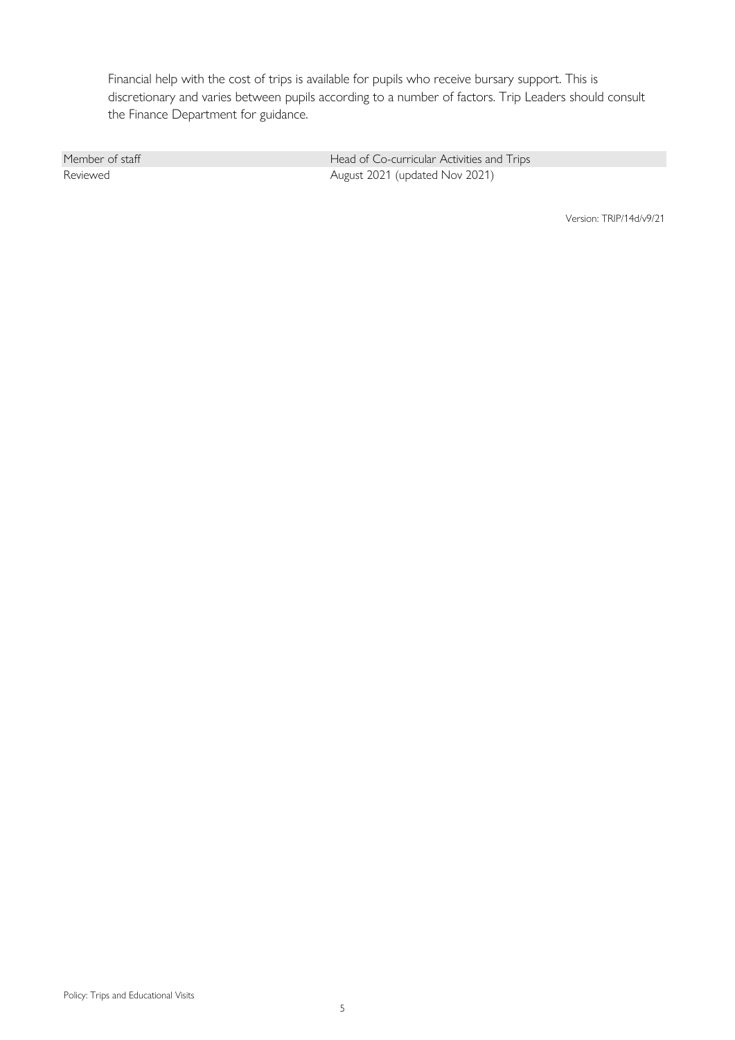Financial help with the cost of trips is available for pupils who receive bursary support. This is discretionary and varies between pupils according to a number of factors. Trip Leaders should consult the Finance Department for guidance.

| | |
|---|---|
| Member of staff | Head of Co-curricular Activities and Trips |
| Reviewed | August 2021 (updated Nov 2021) |

Version: TRIP/14d/v9/21